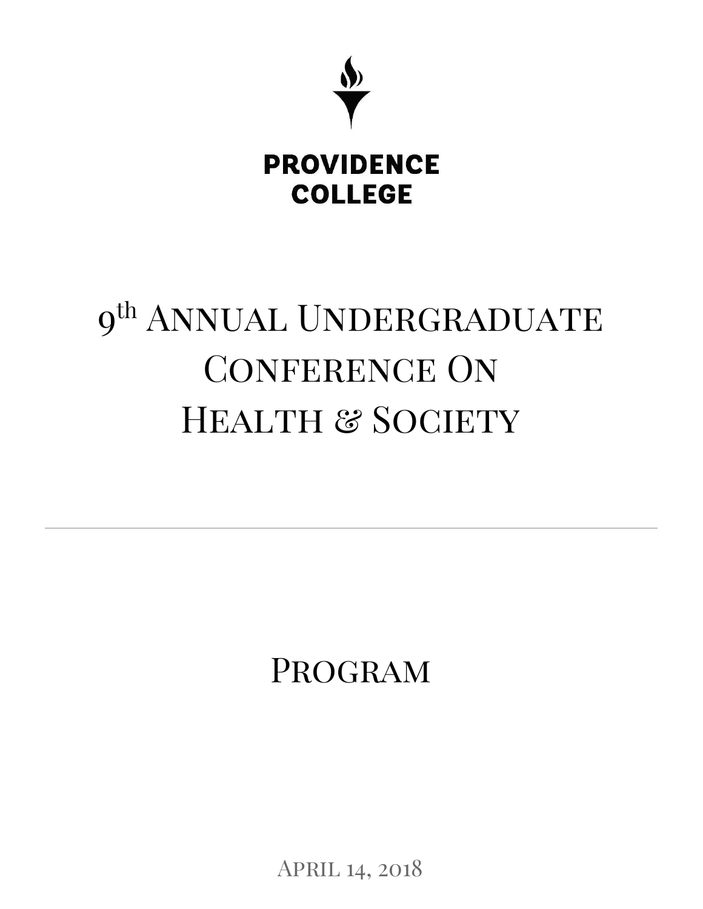PROVIDENCE COLLEGE

# 9th Annual Undergraduate Conference On Health & Society

---

## Program

April 14, 2018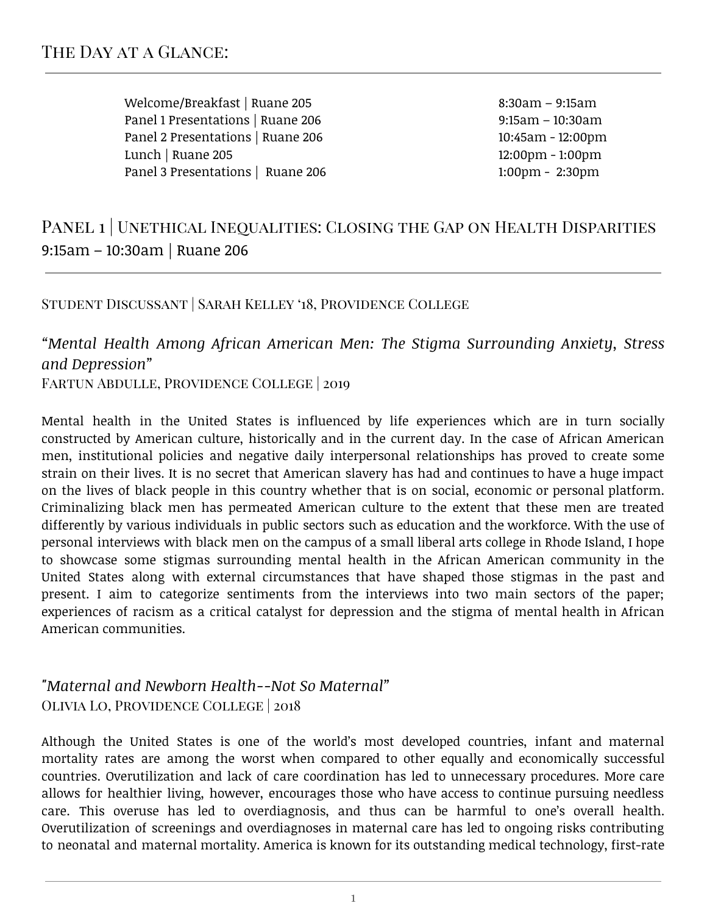## The Day at a Glance:

| | |
|---|---|
| Welcome/Breakfast \| Ruane 205 | 8:30am – 9:15am |
| Panel 1 Presentations \| Ruane 206 | 9:15am – 10:30am |
| Panel 2 Presentations \| Ruane 206 | 10:45am - 12:00pm |
| Lunch \| Ruane 205 | 12:00pm - 1:00pm |
| Panel 3 Presentations \| Ruane 206 | 1:00pm - 2:30pm |

## Panel 1 | Unethical Inequalities: Closing the Gap on Health Disparities

9:15am – 10:30am | Ruane 206

### Student Discussant | Sarah Kelley '18, Providence College

### *"Mental Health Among African American Men: The Stigma Surrounding Anxiety, Stress and Depression"*

Fartun Abdulle, Providence College | 2019

Mental health in the United States is influenced by life experiences which are in turn socially constructed by American culture, historically and in the current day. In the case of African American men, institutional policies and negative daily interpersonal relationships has proved to create some strain on their lives. It is no secret that American slavery has had and continues to have a huge impact on the lives of black people in this country whether that is on social, economic or personal platform. Criminalizing black men has permeated American culture to the extent that these men are treated differently by various individuals in public sectors such as education and the workforce. With the use of personal interviews with black men on the campus of a small liberal arts college in Rhode Island, I hope to showcase some stigmas surrounding mental health in the African American community in the United States along with external circumstances that have shaped those stigmas in the past and present. I aim to categorize sentiments from the interviews into two main sectors of the paper; experiences of racism as a critical catalyst for depression and the stigma of mental health in African American communities.

### *"Maternal and Newborn Health--Not So Maternal"*

Olivia Lo, Providence College | 2018

Although the United States is one of the world's most developed countries, infant and maternal mortality rates are among the worst when compared to other equally and economically successful countries. Overutilization and lack of care coordination has led to unnecessary procedures. More care allows for healthier living, however, encourages those who have access to continue pursuing needless care. This overuse has led to overdiagnosis, and thus can be harmful to one's overall health. Overutilization of screenings and overdiagnoses in maternal care has led to ongoing risks contributing to neonatal and maternal mortality. America is known for its outstanding medical technology, first-rate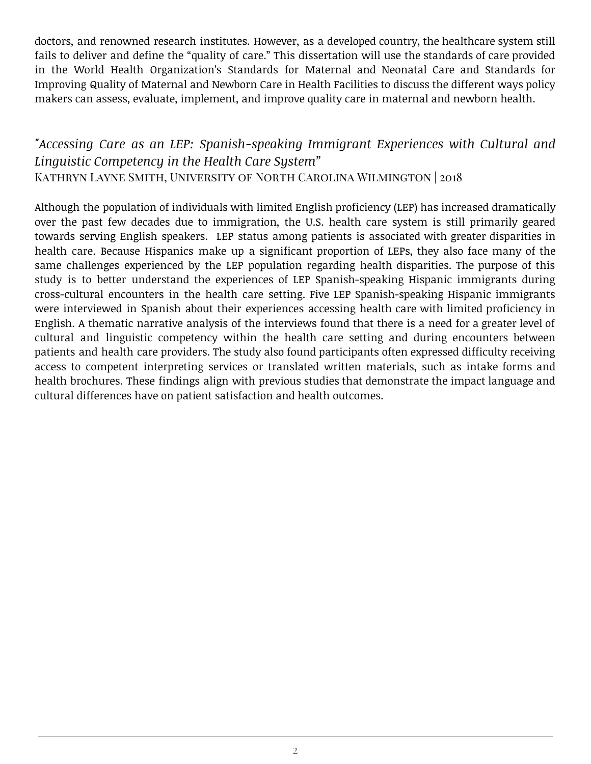doctors, and renowned research institutes. However, as a developed country, the healthcare system still fails to deliver and define the "quality of care." This dissertation will use the standards of care provided in the World Health Organization's Standards for Maternal and Neonatal Care and Standards for Improving Quality of Maternal and Newborn Care in Health Facilities to discuss the different ways policy makers can assess, evaluate, implement, and improve quality care in maternal and newborn health.

## *"Accessing Care as an LEP: Spanish-speaking Immigrant Experiences with Cultural and Linguistic Competency in the Health Care System"*

Kathryn Layne Smith, University of North Carolina Wilmington | 2018

Although the population of individuals with limited English proficiency (LEP) has increased dramatically over the past few decades due to immigration, the U.S. health care system is still primarily geared towards serving English speakers. LEP status among patients is associated with greater disparities in health care. Because Hispanics make up a significant proportion of LEPs, they also face many of the same challenges experienced by the LEP population regarding health disparities. The purpose of this study is to better understand the experiences of LEP Spanish-speaking Hispanic immigrants during cross-cultural encounters in the health care setting. Five LEP Spanish-speaking Hispanic immigrants were interviewed in Spanish about their experiences accessing health care with limited proficiency in English. A thematic narrative analysis of the interviews found that there is a need for a greater level of cultural and linguistic competency within the health care setting and during encounters between patients and health care providers. The study also found participants often expressed difficulty receiving access to competent interpreting services or translated written materials, such as intake forms and health brochures. These findings align with previous studies that demonstrate the impact language and cultural differences have on patient satisfaction and health outcomes.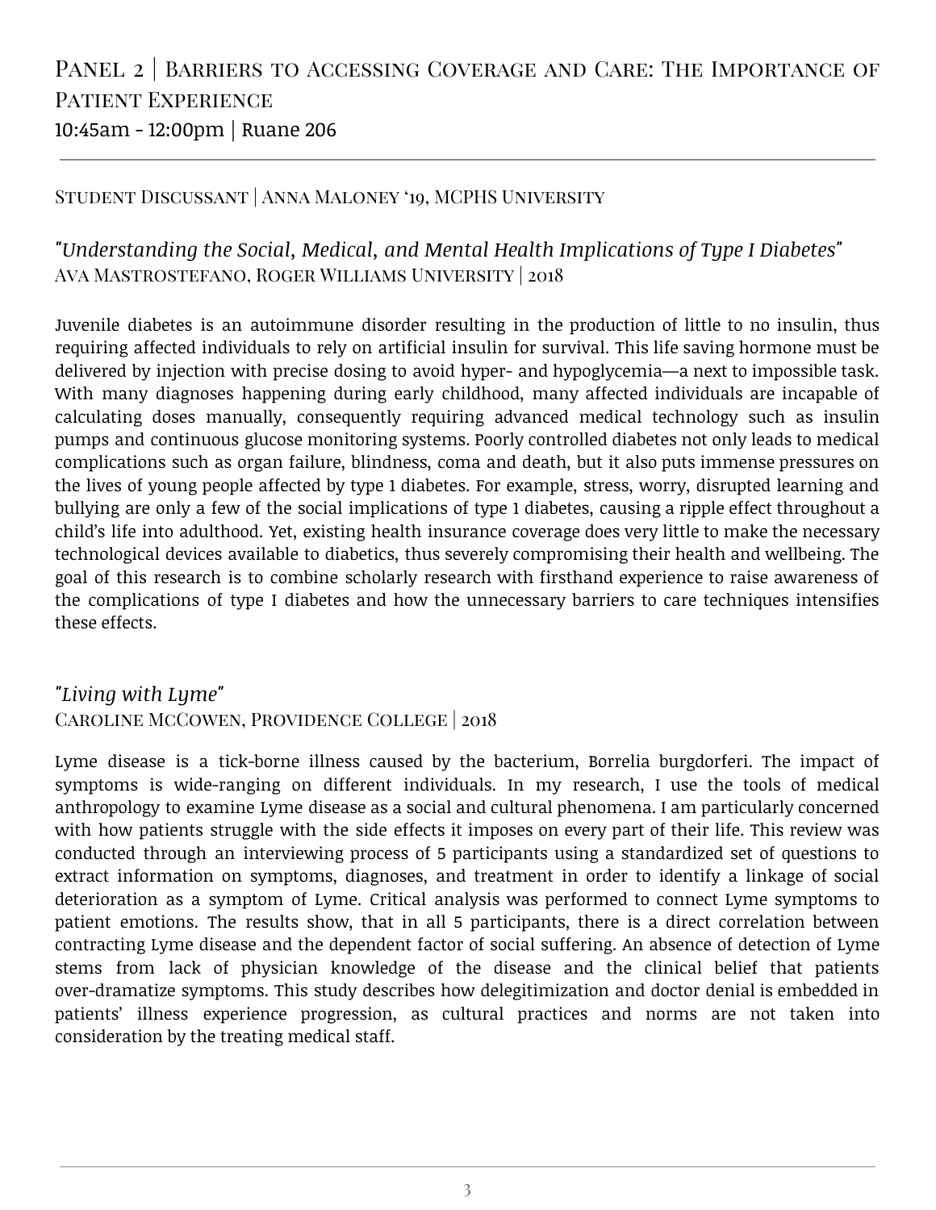# Panel 2 | Barriers to Accessing Coverage and Care: The Importance of Patient Experience

10:45am - 12:00pm | Ruane 206

---

Student Discussant | Anna Maloney '19, MCPHS University

## *"Understanding the Social, Medical, and Mental Health Implications of Type I Diabetes"*

Ava Mastrostefano, Roger Williams University | 2018

Juvenile diabetes is an autoimmune disorder resulting in the production of little to no insulin, thus requiring affected individuals to rely on artificial insulin for survival. This life saving hormone must be delivered by injection with precise dosing to avoid hyper- and hypoglycemia—a next to impossible task. With many diagnoses happening during early childhood, many affected individuals are incapable of calculating doses manually, consequently requiring advanced medical technology such as insulin pumps and continuous glucose monitoring systems. Poorly controlled diabetes not only leads to medical complications such as organ failure, blindness, coma and death, but it also puts immense pressures on the lives of young people affected by type 1 diabetes. For example, stress, worry, disrupted learning and bullying are only a few of the social implications of type 1 diabetes, causing a ripple effect throughout a child's life into adulthood. Yet, existing health insurance coverage does very little to make the necessary technological devices available to diabetics, thus severely compromising their health and wellbeing. The goal of this research is to combine scholarly research with firsthand experience to raise awareness of the complications of type I diabetes and how the unnecessary barriers to care techniques intensifies these effects.

## *"Living with Lyme"*

Caroline McCowen, Providence College | 2018

Lyme disease is a tick-borne illness caused by the bacterium, Borrelia burgdorferi. The impact of symptoms is wide-ranging on different individuals. In my research, I use the tools of medical anthropology to examine Lyme disease as a social and cultural phenomena. I am particularly concerned with how patients struggle with the side effects it imposes on every part of their life. This review was conducted through an interviewing process of 5 participants using a standardized set of questions to extract information on symptoms, diagnoses, and treatment in order to identify a linkage of social deterioration as a symptom of Lyme. Critical analysis was performed to connect Lyme symptoms to patient emotions. The results show, that in all 5 participants, there is a direct correlation between contracting Lyme disease and the dependent factor of social suffering. An absence of detection of Lyme stems from lack of physician knowledge of the disease and the clinical belief that patients over-dramatize symptoms. This study describes how delegitimization and doctor denial is embedded in patients' illness experience progression, as cultural practices and norms are not taken into consideration by the treating medical staff.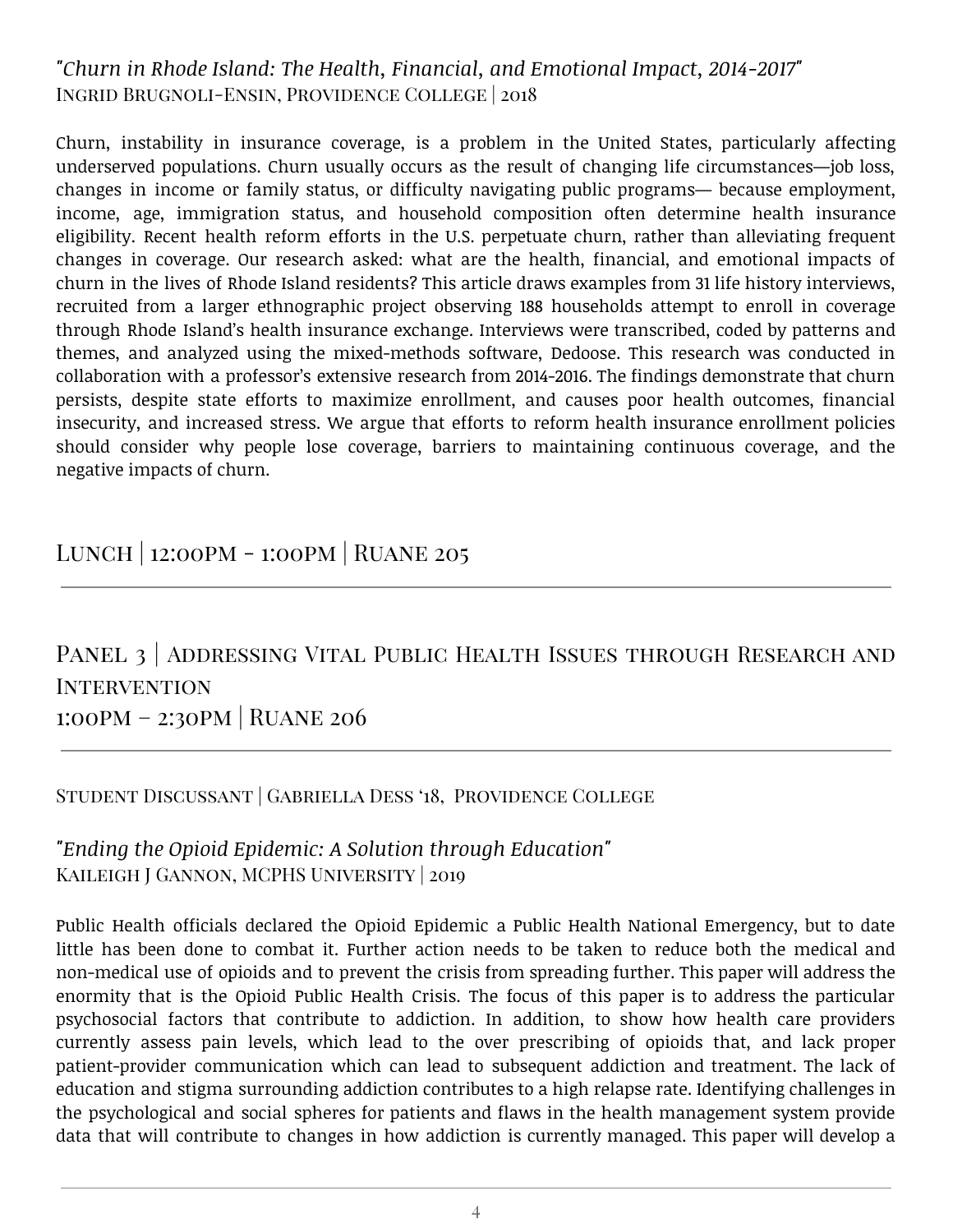### *"Churn in Rhode Island: The Health, Financial, and Emotional Impact, 2014-2017"*

Ingrid Brugnoli-Ensin, Providence College | 2018

Churn, instability in insurance coverage, is a problem in the United States, particularly affecting underserved populations. Churn usually occurs as the result of changing life circumstances—job loss, changes in income or family status, or difficulty navigating public programs— because employment, income, age, immigration status, and household composition often determine health insurance eligibility. Recent health reform efforts in the U.S. perpetuate churn, rather than alleviating frequent changes in coverage. Our research asked: what are the health, financial, and emotional impacts of churn in the lives of Rhode Island residents? This article draws examples from 31 life history interviews, recruited from a larger ethnographic project observing 188 households attempt to enroll in coverage through Rhode Island's health insurance exchange. Interviews were transcribed, coded by patterns and themes, and analyzed using the mixed-methods software, Dedoose. This research was conducted in collaboration with a professor's extensive research from 2014-2016. The findings demonstrate that churn persists, despite state efforts to maximize enrollment, and causes poor health outcomes, financial insecurity, and increased stress. We argue that efforts to reform health insurance enrollment policies should consider why people lose coverage, barriers to maintaining continuous coverage, and the negative impacts of churn.

## Lunch | 12:00pm - 1:00pm | Ruane 205

---

## Panel 3 | Addressing Vital Public Health Issues through Research and Intervention
## 1:00pm – 2:30pm | Ruane 206

---

Student Discussant | Gabriella Dess '18, Providence College

### *"Ending the Opioid Epidemic: A Solution through Education"*

Kaileigh J Gannon, MCPHS University | 2019

Public Health officials declared the Opioid Epidemic a Public Health National Emergency, but to date little has been done to combat it. Further action needs to be taken to reduce both the medical and non-medical use of opioids and to prevent the crisis from spreading further. This paper will address the enormity that is the Opioid Public Health Crisis. The focus of this paper is to address the particular psychosocial factors that contribute to addiction. In addition, to show how health care providers currently assess pain levels, which lead to the over prescribing of opioids that, and lack proper patient-provider communication which can lead to subsequent addiction and treatment. The lack of education and stigma surrounding addiction contributes to a high relapse rate. Identifying challenges in the psychological and social spheres for patients and flaws in the health management system provide data that will contribute to changes in how addiction is currently managed. This paper will develop a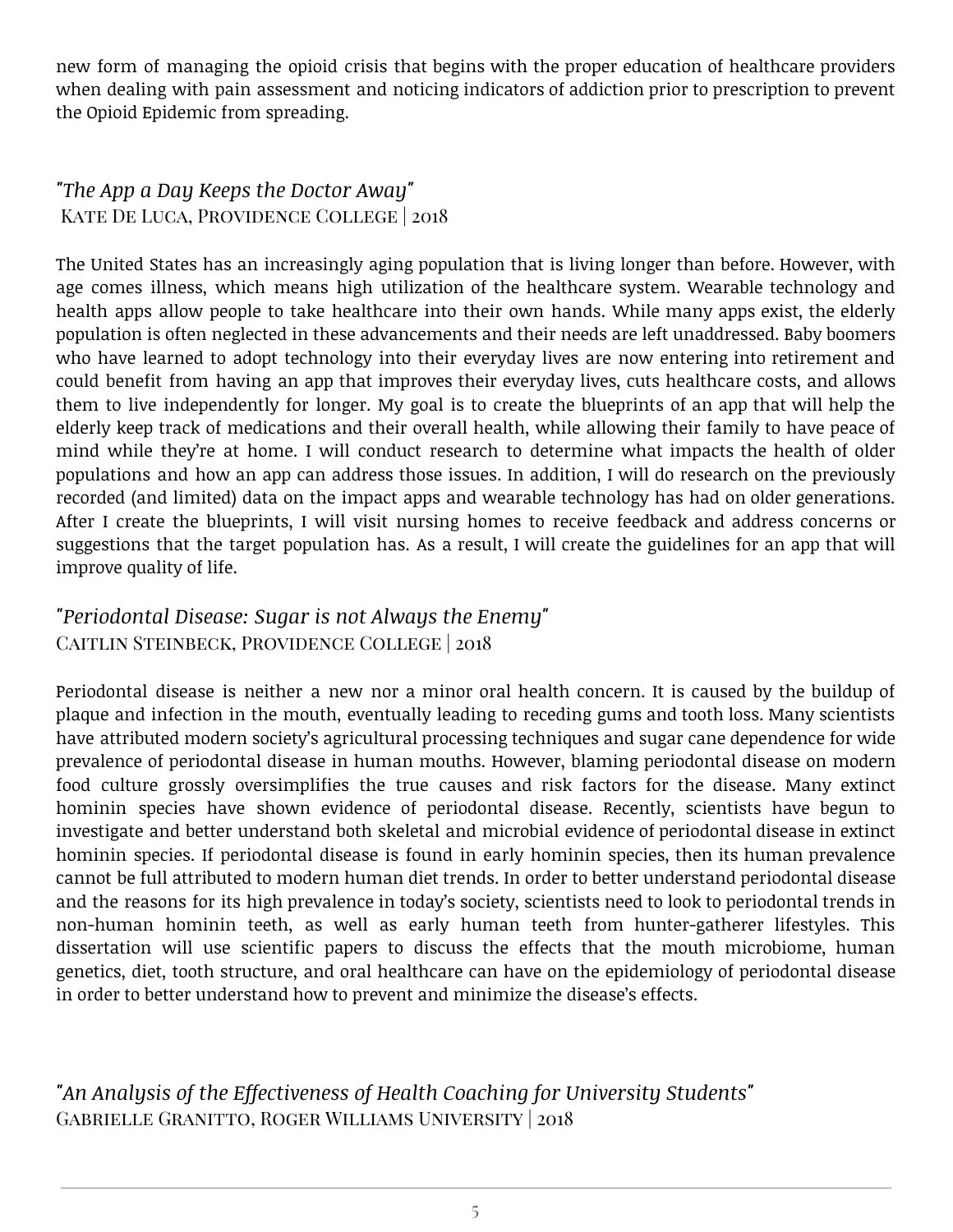new form of managing the opioid crisis that begins with the proper education of healthcare providers when dealing with pain assessment and noticing indicators of addiction prior to prescription to prevent the Opioid Epidemic from spreading.

### *"The App a Day Keeps the Doctor Away"*
Kate De Luca, Providence College | 2018

The United States has an increasingly aging population that is living longer than before. However, with age comes illness, which means high utilization of the healthcare system. Wearable technology and health apps allow people to take healthcare into their own hands. While many apps exist, the elderly population is often neglected in these advancements and their needs are left unaddressed. Baby boomers who have learned to adopt technology into their everyday lives are now entering into retirement and could benefit from having an app that improves their everyday lives, cuts healthcare costs, and allows them to live independently for longer. My goal is to create the blueprints of an app that will help the elderly keep track of medications and their overall health, while allowing their family to have peace of mind while they're at home. I will conduct research to determine what impacts the health of older populations and how an app can address those issues. In addition, I will do research on the previously recorded (and limited) data on the impact apps and wearable technology has had on older generations. After I create the blueprints, I will visit nursing homes to receive feedback and address concerns or suggestions that the target population has. As a result, I will create the guidelines for an app that will improve quality of life.

### *"Periodontal Disease: Sugar is not Always the Enemy"*
Caitlin Steinbeck, Providence College | 2018

Periodontal disease is neither a new nor a minor oral health concern. It is caused by the buildup of plaque and infection in the mouth, eventually leading to receding gums and tooth loss. Many scientists have attributed modern society's agricultural processing techniques and sugar cane dependence for wide prevalence of periodontal disease in human mouths. However, blaming periodontal disease on modern food culture grossly oversimplifies the true causes and risk factors for the disease. Many extinct hominin species have shown evidence of periodontal disease. Recently, scientists have begun to investigate and better understand both skeletal and microbial evidence of periodontal disease in extinct hominin species. If periodontal disease is found in early hominin species, then its human prevalence cannot be full attributed to modern human diet trends. In order to better understand periodontal disease and the reasons for its high prevalence in today's society, scientists need to look to periodontal trends in non-human hominin teeth, as well as early human teeth from hunter-gatherer lifestyles. This dissertation will use scientific papers to discuss the effects that the mouth microbiome, human genetics, diet, tooth structure, and oral healthcare can have on the epidemiology of periodontal disease in order to better understand how to prevent and minimize the disease's effects.

### *"An Analysis of the Effectiveness of Health Coaching for University Students"*
Gabrielle Granitto, Roger Williams University | 2018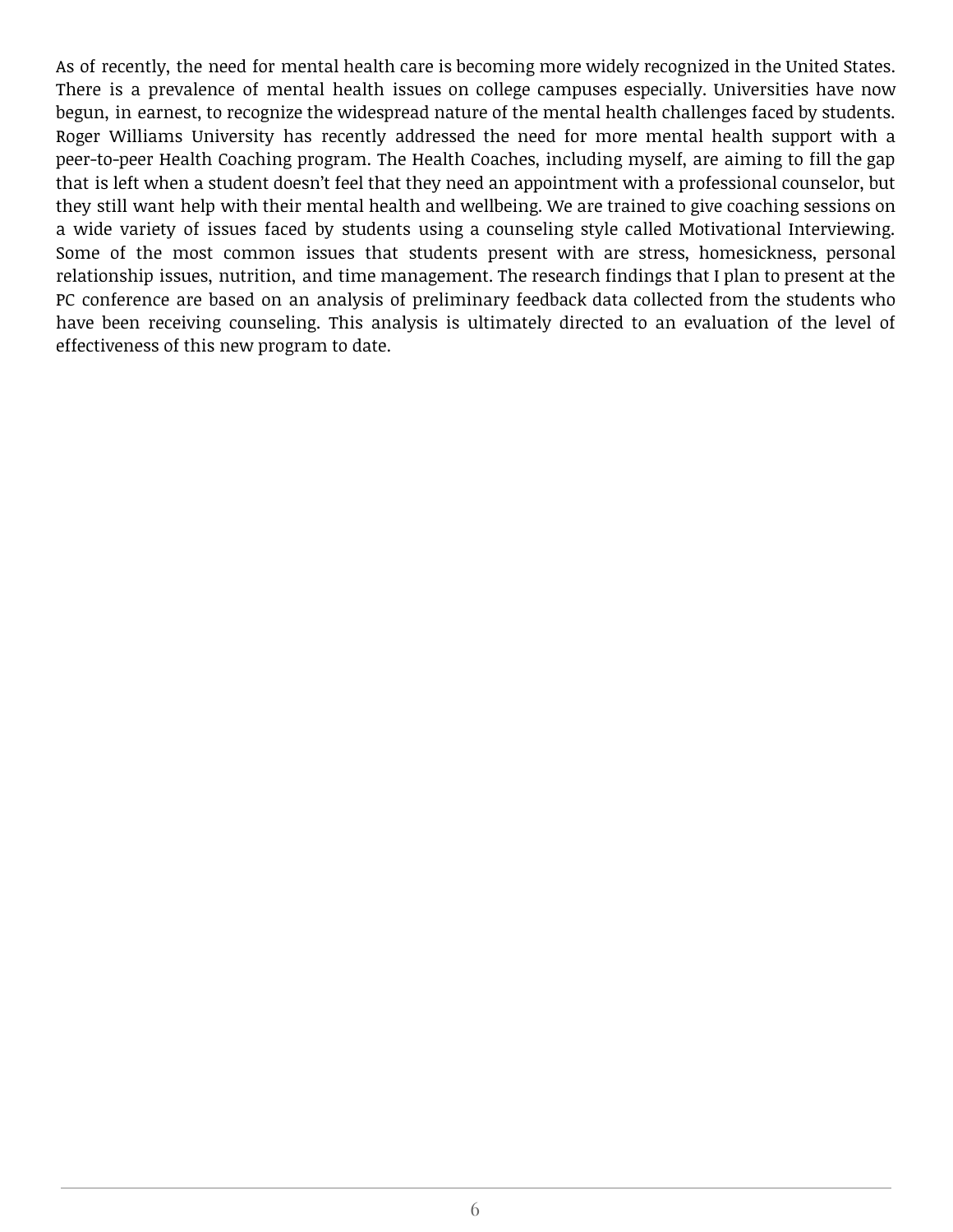As of recently, the need for mental health care is becoming more widely recognized in the United States. There is a prevalence of mental health issues on college campuses especially. Universities have now begun, in earnest, to recognize the widespread nature of the mental health challenges faced by students. Roger Williams University has recently addressed the need for more mental health support with a peer-to-peer Health Coaching program. The Health Coaches, including myself, are aiming to fill the gap that is left when a student doesn't feel that they need an appointment with a professional counselor, but they still want help with their mental health and wellbeing. We are trained to give coaching sessions on a wide variety of issues faced by students using a counseling style called Motivational Interviewing. Some of the most common issues that students present with are stress, homesickness, personal relationship issues, nutrition, and time management. The research findings that I plan to present at the PC conference are based on an analysis of preliminary feedback data collected from the students who have been receiving counseling. This analysis is ultimately directed to an evaluation of the level of effectiveness of this new program to date.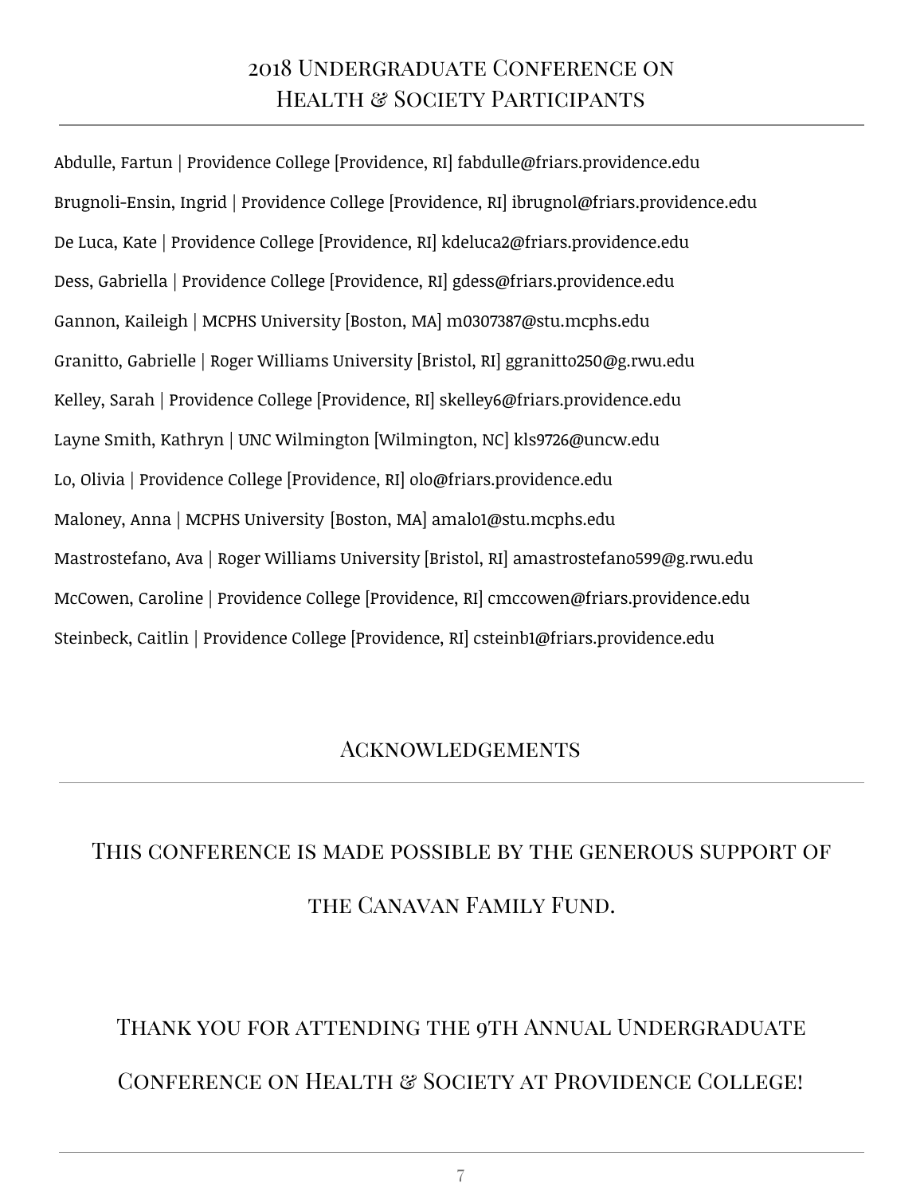## 2018 Undergraduate Conference on Health & Society Participants

Abdulle, Fartun | Providence College [Providence, RI] fabdulle@friars.providence.edu

Brugnoli-Ensin, Ingrid | Providence College [Providence, RI] ibrugnol@friars.providence.edu

De Luca, Kate | Providence College [Providence, RI] kdeluca2@friars.providence.edu

Dess, Gabriella | Providence College [Providence, RI] gdess@friars.providence.edu

Gannon, Kaileigh | MCPHS University [Boston, MA] m0307387@stu.mcphs.edu

Granitto, Gabrielle | Roger Williams University [Bristol, RI] ggranitto250@g.rwu.edu

Kelley, Sarah | Providence College [Providence, RI] skelley6@friars.providence.edu

Layne Smith, Kathryn | UNC Wilmington [Wilmington, NC] kls9726@uncw.edu

Lo, Olivia | Providence College [Providence, RI] olo@friars.providence.edu

Maloney, Anna | MCPHS University [Boston, MA] amalo1@stu.mcphs.edu

Mastrostefano, Ava | Roger Williams University [Bristol, RI] amastrostefano599@g.rwu.edu

McCowen, Caroline | Providence College [Providence, RI] cmccowen@friars.providence.edu

Steinbeck, Caitlin | Providence College [Providence, RI] csteinb1@friars.providence.edu

## Acknowledgements

This conference is made possible by the generous support of the Canavan Family Fund.

Thank you for attending the 9th Annual Undergraduate Conference on Health & Society at Providence College!